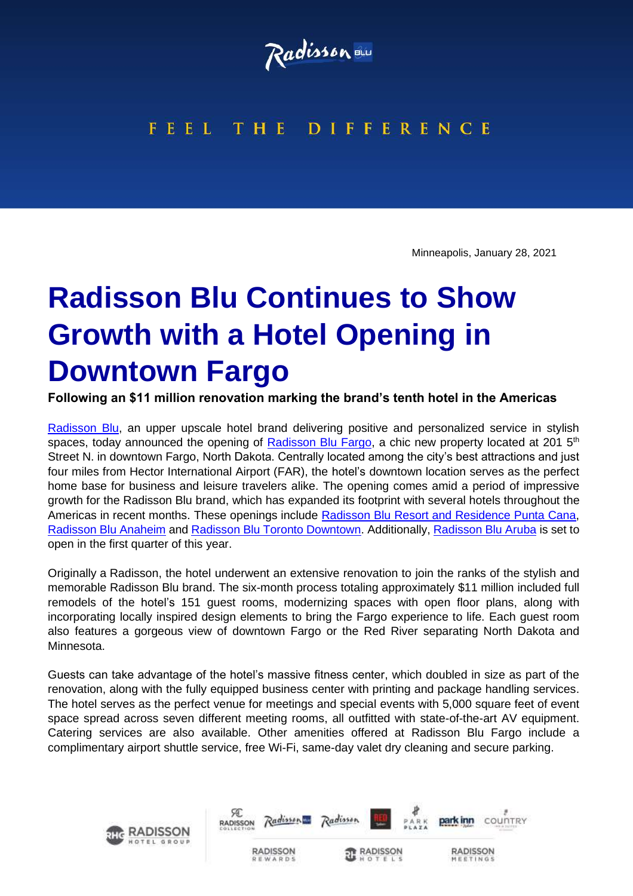Radisson BLU

FEEL THE DIFFERENCE

Minneapolis, January 28, 2021

# Radisson Blu Continues to Show Growth with a Hotel Opening in Downtown Fargo

**Following an $11 million renovation marking the brand's tenth hotel in the Americas**

Radisson Blu, an upper upscale hotel brand delivering positive and personalized service in stylish spaces, today announced the opening of Radisson Blu Fargo, a chic new property located at 201 5th Street N. in downtown Fargo, North Dakota. Centrally located among the city's best attractions and just four miles from Hector International Airport (FAR), the hotel's downtown location serves as the perfect home base for business and leisure travelers alike. The opening comes amid a period of impressive growth for the Radisson Blu brand, which has expanded its footprint with several hotels throughout the Americas in recent months. These openings include Radisson Blu Resort and Residence Punta Cana, Radisson Blu Anaheim and Radisson Blu Toronto Downtown. Additionally, Radisson Blu Aruba is set to open in the first quarter of this year.

Originally a Radisson, the hotel underwent an extensive renovation to join the ranks of the stylish and memorable Radisson Blu brand. The six-month process totaling approximately $11 million included full remodels of the hotel's 151 guest rooms, modernizing spaces with open floor plans, along with incorporating locally inspired design elements to bring the Fargo experience to life. Each guest room also features a gorgeous view of downtown Fargo or the Red River separating North Dakota and Minnesota.

Guests can take advantage of the hotel's massive fitness center, which doubled in size as part of the renovation, along with the fully equipped business center with printing and package handling services. The hotel serves as the perfect venue for meetings and special events with 5,000 square feet of event space spread across seven different meeting rooms, all outfitted with state-of-the-art AV equipment. Catering services are also available. Other amenities offered at Radisson Blu Fargo include a complimentary airport shuttle service, free Wi-Fi, same-day valet dry cleaning and secure parking.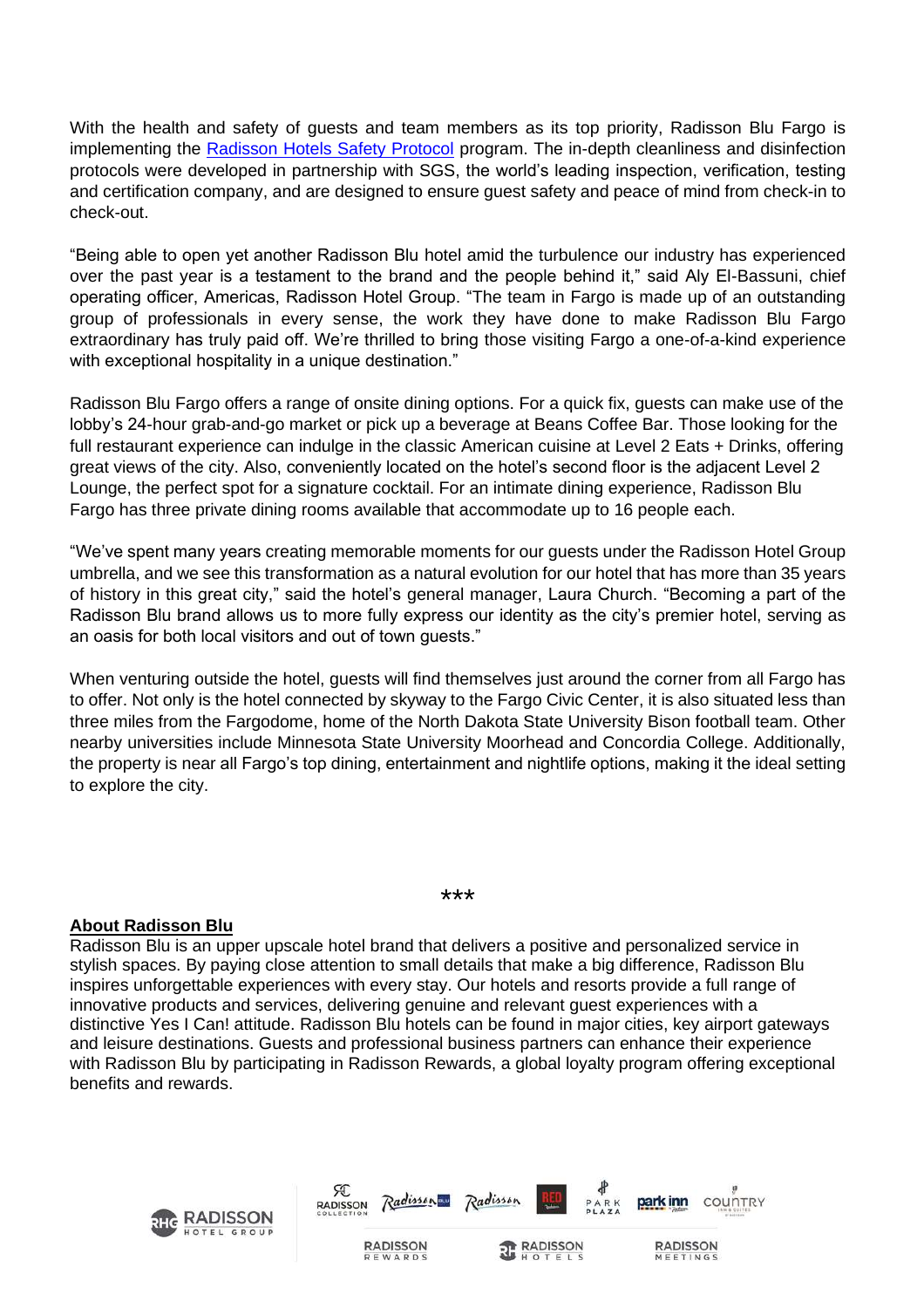With the health and safety of guests and team members as its top priority, Radisson Blu Fargo is implementing the [Radisson Hotels Safety Protocol]() program. The in-depth cleanliness and disinfection protocols were developed in partnership with SGS, the world's leading inspection, verification, testing and certification company, and are designed to ensure guest safety and peace of mind from check-in to check-out.

"Being able to open yet another Radisson Blu hotel amid the turbulence our industry has experienced over the past year is a testament to the brand and the people behind it," said Aly El-Bassuni, chief operating officer, Americas, Radisson Hotel Group. "The team in Fargo is made up of an outstanding group of professionals in every sense, the work they have done to make Radisson Blu Fargo extraordinary has truly paid off. We're thrilled to bring those visiting Fargo a one-of-a-kind experience with exceptional hospitality in a unique destination."

Radisson Blu Fargo offers a range of onsite dining options. For a quick fix, guests can make use of the lobby's 24-hour grab-and-go market or pick up a beverage at Beans Coffee Bar. Those looking for the full restaurant experience can indulge in the classic American cuisine at Level 2 Eats + Drinks, offering great views of the city. Also, conveniently located on the hotel's second floor is the adjacent Level 2 Lounge, the perfect spot for a signature cocktail. For an intimate dining experience, Radisson Blu Fargo has three private dining rooms available that accommodate up to 16 people each.

"We've spent many years creating memorable moments for our guests under the Radisson Hotel Group umbrella, and we see this transformation as a natural evolution for our hotel that has more than 35 years of history in this great city," said the hotel's general manager, Laura Church. "Becoming a part of the Radisson Blu brand allows us to more fully express our identity as the city's premier hotel, serving as an oasis for both local visitors and out of town guests."

When venturing outside the hotel, guests will find themselves just around the corner from all Fargo has to offer. Not only is the hotel connected by skyway to the Fargo Civic Center, it is also situated less than three miles from the Fargodome, home of the North Dakota State University Bison football team. Other nearby universities include Minnesota State University Moorhead and Concordia College. Additionally, the property is near all Fargo's top dining, entertainment and nightlife options, making it the ideal setting to explore the city.

***

**About Radisson Blu**

Radisson Blu is an upper upscale hotel brand that delivers a positive and personalized service in stylish spaces. By paying close attention to small details that make a big difference, Radisson Blu inspires unforgettable experiences with every stay. Our hotels and resorts provide a full range of innovative products and services, delivering genuine and relevant guest experiences with a distinctive Yes I Can! attitude. Radisson Blu hotels can be found in major cities, key airport gateways and leisure destinations. Guests and professional business partners can enhance their experience with Radisson Blu by participating in Radisson Rewards, a global loyalty program offering exceptional benefits and rewards.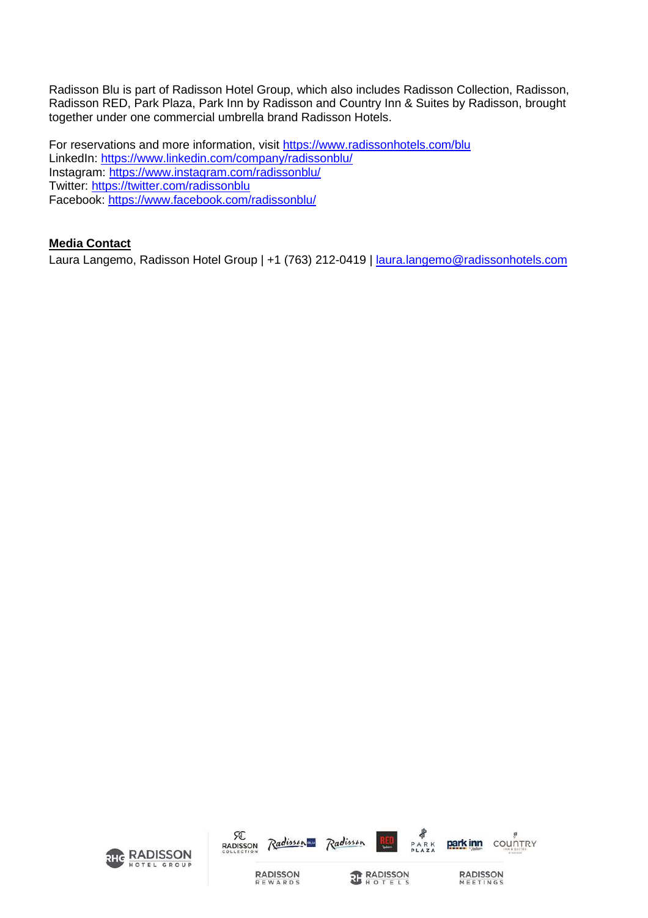Radisson Blu is part of Radisson Hotel Group, which also includes Radisson Collection, Radisson, Radisson RED, Park Plaza, Park Inn by Radisson and Country Inn & Suites by Radisson, brought together under one commercial umbrella brand Radisson Hotels.

For reservations and more information, visit https://www.radissonhotels.com/blu
LinkedIn: https://www.linkedin.com/company/radissonblu/
Instagram: https://www.instagram.com/radissonblu/
Twitter: https://twitter.com/radissonblu
Facebook: https://www.facebook.com/radissonblu/

**Media Contact**

Laura Langemo, Radisson Hotel Group | +1 (763) 212-0419 | laura.langemo@radissonhotels.com